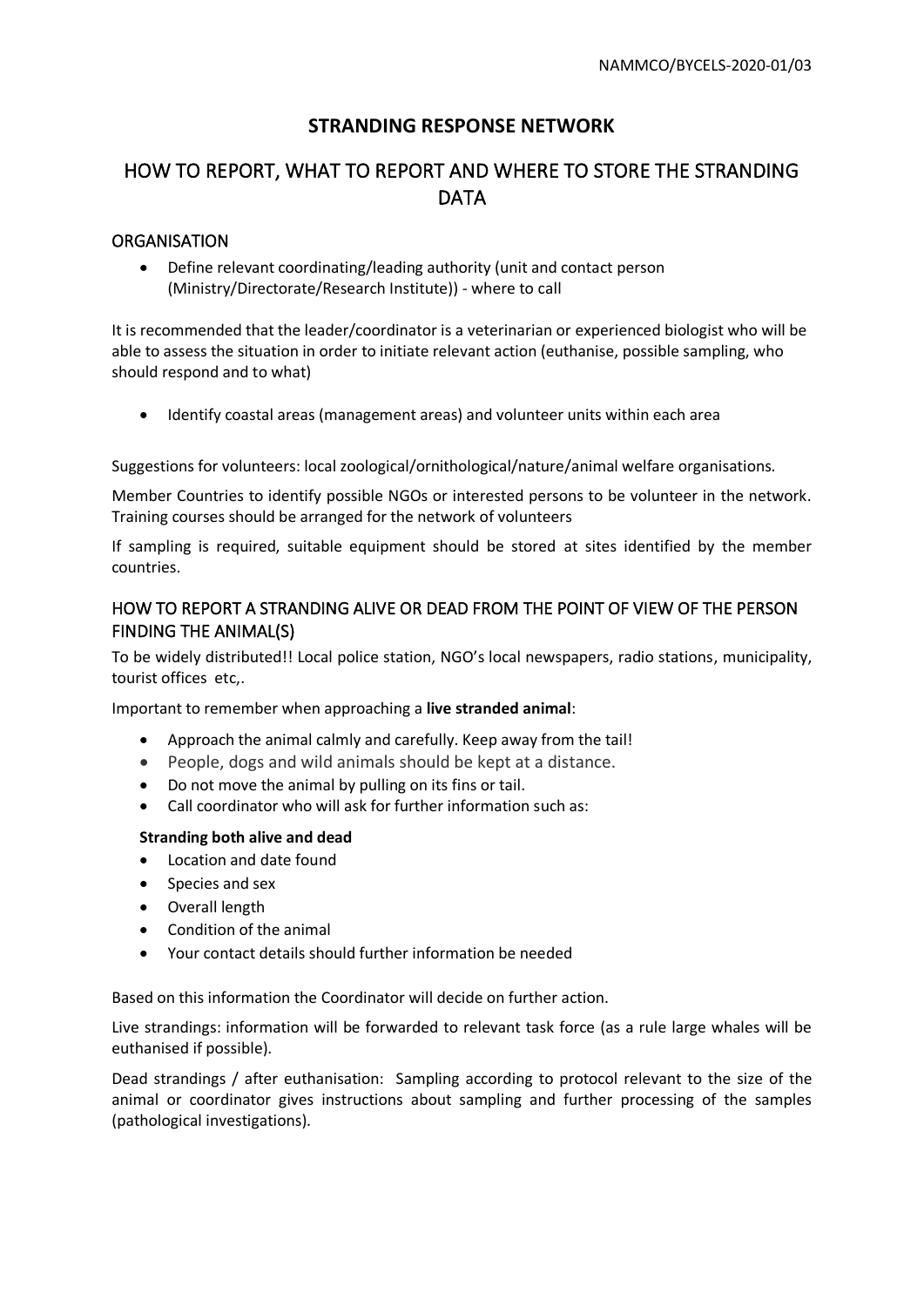# STRANDING RESPONSE NETWORK

# HOW TO REPORT, WHAT TO REPORT AND WHERE TO STORE THE STRANDING DATA

## ORGANISATION

- Define relevant coordinating/leading authority (unit and contact person (Ministry/Directorate/Research Institute)) - where to call

It is recommended that the leader/coordinator is a veterinarian or experienced biologist who will be able to assess the situation in order to initiate relevant action (euthanise, possible sampling, who should respond and to what)

- Identify coastal areas (management areas) and volunteer units within each area

Suggestions for volunteers: local zoological/ornithological/nature/animal welfare organisations.

Member Countries to identify possible NGOs or interested persons to be volunteer in the network. Training courses should be arranged for the network of volunteers

If sampling is required, suitable equipment should be stored at sites identified by the member countries.

## HOW TO REPORT A STRANDING ALIVE OR DEAD FROM THE POINT OF VIEW OF THE PERSON FINDING THE ANIMAL(S)

To be widely distributed!! Local police station, NGO's local newspapers, radio stations, municipality, tourist offices etc,.

Important to remember when approaching a **live stranded animal**:

- Approach the animal calmly and carefully. Keep away from the tail!
- People, dogs and wild animals should be kept at a distance.
- Do not move the animal by pulling on its fins or tail.
- Call coordinator who will ask for further information such as:

**Stranding both alive and dead**

- Location and date found
- Species and sex
- Overall length
- Condition of the animal
- Your contact details should further information be needed

Based on this information the Coordinator will decide on further action.

Live strandings: information will be forwarded to relevant task force (as a rule large whales will be euthanised if possible).

Dead strandings / after euthanisation: Sampling according to protocol relevant to the size of the animal or coordinator gives instructions about sampling and further processing of the samples (pathological investigations).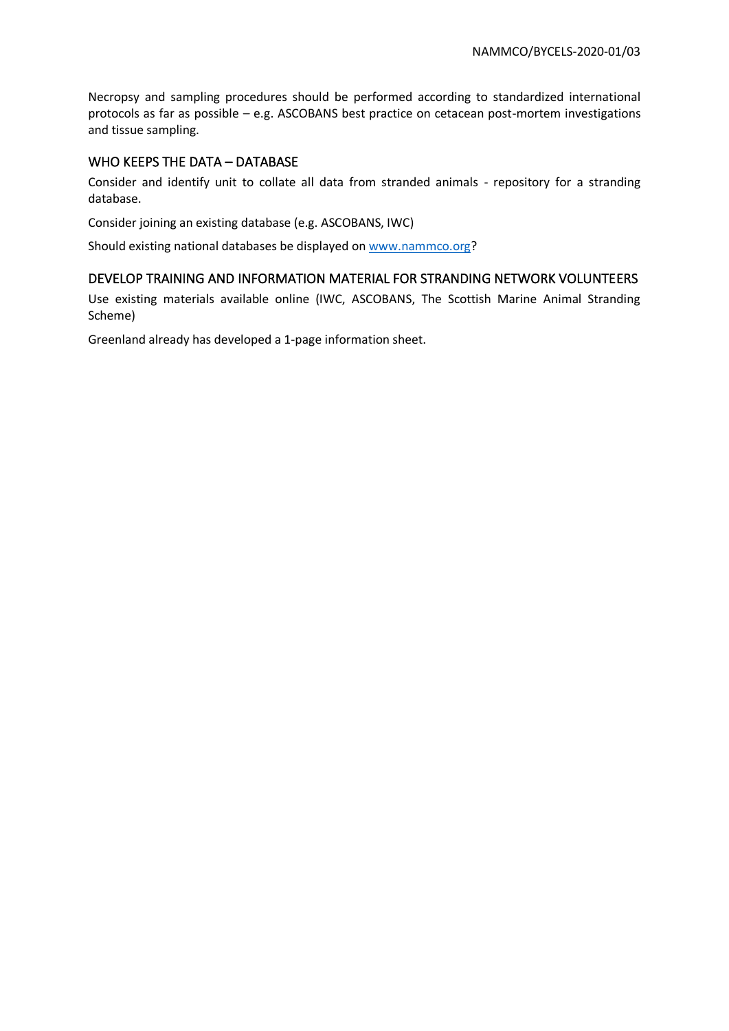Necropsy and sampling procedures should be performed according to standardized international protocols as far as possible – e.g. ASCOBANS best practice on cetacean post-mortem investigations and tissue sampling.

## WHO KEEPS THE DATA – DATABASE

Consider and identify unit to collate all data from stranded animals - repository for a stranding database.

Consider joining an existing database (e.g. ASCOBANS, IWC)

Should existing national databases be displayed on [www.nammco.org](http://www.nammco.org)?

## DEVELOP TRAINING AND INFORMATION MATERIAL FOR STRANDING NETWORK VOLUNTEERS

Use existing materials available online (IWC, ASCOBANS, The Scottish Marine Animal Stranding Scheme)

Greenland already has developed a 1-page information sheet.